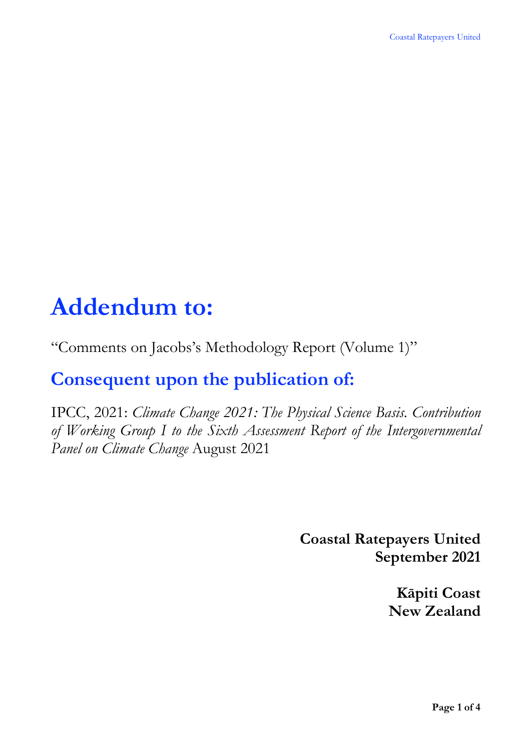# Addendum to:

"Comments on Jacobs's Methodology Report (Volume 1)"

# Consequent upon the publication of:

IPCC, 2021: *Climate Change 2021: The Physical Science Basis. Contribution of Working Group I to the Sixth Assessment Report of the Intergovernmental Panel on Climate Change* August 2021

**Coastal Ratepayers United**
**September 2021**

**Kāpiti Coast**
**New Zealand**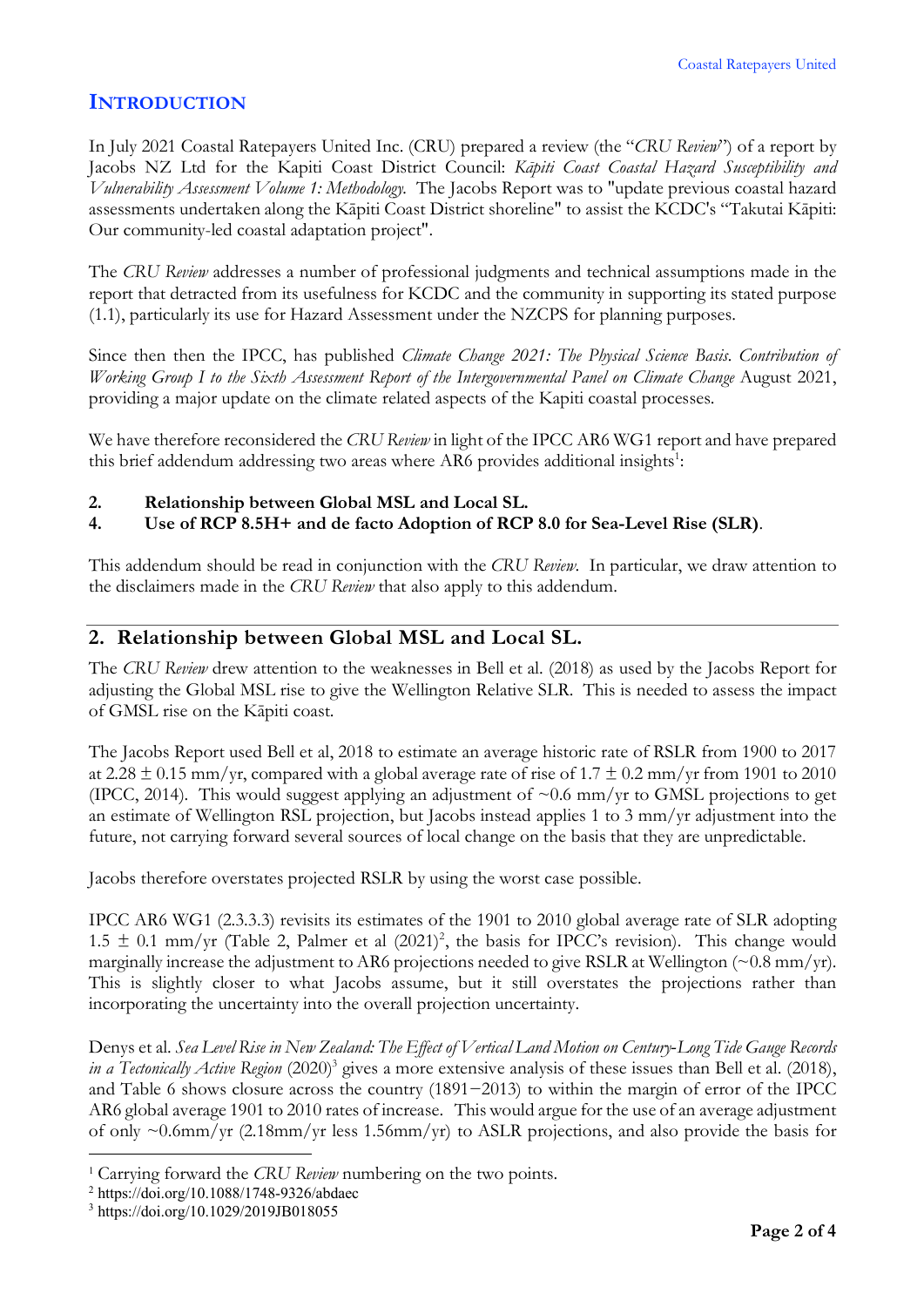## INTRODUCTION

In July 2021 Coastal Ratepayers United Inc. (CRU) prepared a review (the "*CRU Review*") of a report by Jacobs NZ Ltd for the Kapiti Coast District Council: *Kāpiti Coast Coastal Hazard Susceptibility and Vulnerability Assessment Volume 1: Methodology*. The Jacobs Report was to "update previous coastal hazard assessments undertaken along the Kāpiti Coast District shoreline" to assist the KCDC's "Takutai Kāpiti: Our community-led coastal adaptation project".

The *CRU Review* addresses a number of professional judgments and technical assumptions made in the report that detracted from its usefulness for KCDC and the community in supporting its stated purpose (1.1), particularly its use for Hazard Assessment under the NZCPS for planning purposes.

Since then then the IPCC, has published *Climate Change 2021: The Physical Science Basis. Contribution of Working Group I to the Sixth Assessment Report of the Intergovernmental Panel on Climate Change* August 2021, providing a major update on the climate related aspects of the Kapiti coastal processes.

We have therefore reconsidered the *CRU Review* in light of the IPCC AR6 WG1 report and have prepared this brief addendum addressing two areas where AR6 provides additional insights[1]:

**2. Relationship between Global MSL and Local SL.**
**4. Use of RCP 8.5H+ and de facto Adoption of RCP 8.0 for Sea-Level Rise (SLR).**

This addendum should be read in conjunction with the *CRU Review*. In particular, we draw attention to the disclaimers made in the *CRU Review* that also apply to this addendum.

## 2. Relationship between Global MSL and Local SL.

The *CRU Review* drew attention to the weaknesses in Bell et al. (2018) as used by the Jacobs Report for adjusting the Global MSL rise to give the Wellington Relative SLR. This is needed to assess the impact of GMSL rise on the Kāpiti coast.

The Jacobs Report used Bell et al, 2018 to estimate an average historic rate of RSLR from 1900 to 2017 at 2.28 ± 0.15 mm/yr, compared with a global average rate of rise of 1.7 ± 0.2 mm/yr from 1901 to 2010 (IPCC, 2014). This would suggest applying an adjustment of ~0.6 mm/yr to GMSL projections to get an estimate of Wellington RSL projection, but Jacobs instead applies 1 to 3 mm/yr adjustment into the future, not carrying forward several sources of local change on the basis that they are unpredictable.

Jacobs therefore overstates projected RSLR by using the worst case possible.

IPCC AR6 WG1 (2.3.3.3) revisits its estimates of the 1901 to 2010 global average rate of SLR adopting 1.5 ± 0.1 mm/yr (Table 2, Palmer et al (2021)[2], the basis for IPCC's revision). This change would marginally increase the adjustment to AR6 projections needed to give RSLR at Wellington (~0.8 mm/yr). This is slightly closer to what Jacobs assume, but it still overstates the projections rather than incorporating the uncertainty into the overall projection uncertainty.

Denys et al. *Sea Level Rise in New Zealand: The Effect of Vertical Land Motion on Century-Long Tide Gauge Records in a Tectonically Active Region* (2020)[3] gives a more extensive analysis of these issues than Bell et al. (2018), and Table 6 shows closure across the country (1891−2013) to within the margin of error of the IPCC AR6 global average 1901 to 2010 rates of increase. This would argue for the use of an average adjustment of only ~0.6mm/yr (2.18mm/yr less 1.56mm/yr) to ASLR projections, and also provide the basis for

[1] Carrying forward the *CRU Review* numbering on the two points.
[2] https://doi.org/10.1088/1748-9326/abdaec
[3] https://doi.org/10.1029/2019JB018055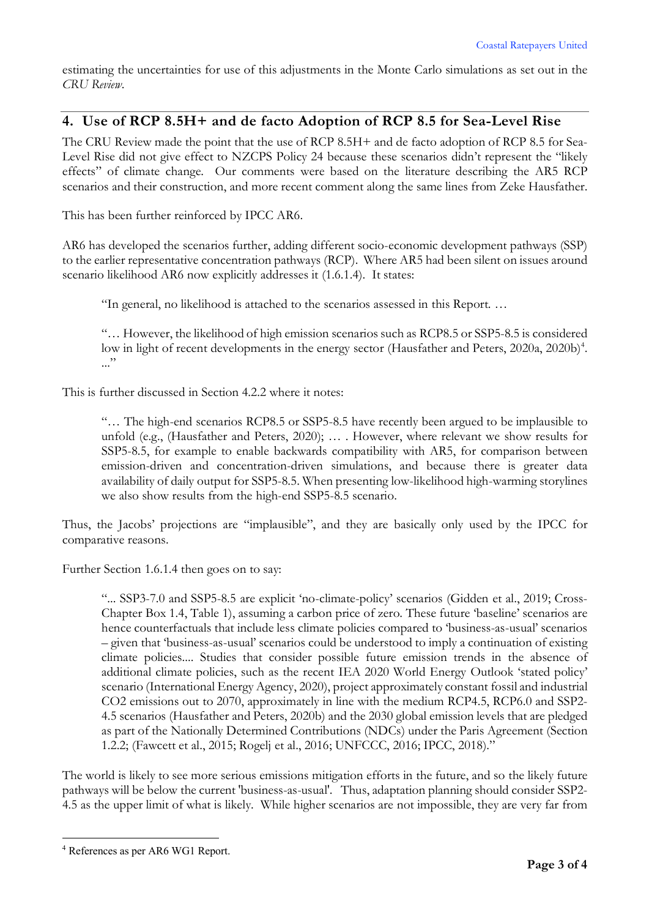estimating the uncertainties for use of this adjustments in the Monte Carlo simulations as set out in the *CRU Review*.

## 4. Use of RCP 8.5H+ and de facto Adoption of RCP 8.5 for Sea-Level Rise

The CRU Review made the point that the use of RCP 8.5H+ and de facto adoption of RCP 8.5 for Sea-Level Rise did not give effect to NZCPS Policy 24 because these scenarios didn't represent the "likely effects" of climate change. Our comments were based on the literature describing the AR5 RCP scenarios and their construction, and more recent comment along the same lines from Zeke Hausfather.

This has been further reinforced by IPCC AR6.

AR6 has developed the scenarios further, adding different socio-economic development pathways (SSP) to the earlier representative concentration pathways (RCP). Where AR5 had been silent on issues around scenario likelihood AR6 now explicitly addresses it (1.6.1.4). It states:

> "In general, no likelihood is attached to the scenarios assessed in this Report. …
>
> "… However, the likelihood of high emission scenarios such as RCP8.5 or SSP5-8.5 is considered low in light of recent developments in the energy sector (Hausfather and Peters, 2020a, 2020b)[4]. ..."

This is further discussed in Section 4.2.2 where it notes:

> "… The high-end scenarios RCP8.5 or SSP5-8.5 have recently been argued to be implausible to unfold (e.g., (Hausfather and Peters, 2020); … . However, where relevant we show results for SSP5-8.5, for example to enable backwards compatibility with AR5, for comparison between emission-driven and concentration-driven simulations, and because there is greater data availability of daily output for SSP5-8.5. When presenting low-likelihood high-warming storylines we also show results from the high-end SSP5-8.5 scenario.

Thus, the Jacobs' projections are "implausible", and they are basically only used by the IPCC for comparative reasons.

Further Section 1.6.1.4 then goes on to say:

> "... SSP3-7.0 and SSP5-8.5 are explicit 'no-climate-policy' scenarios (Gidden et al., 2019; Cross-Chapter Box 1.4, Table 1), assuming a carbon price of zero. These future 'baseline' scenarios are hence counterfactuals that include less climate policies compared to 'business-as-usual' scenarios – given that 'business-as-usual' scenarios could be understood to imply a continuation of existing climate policies.... Studies that consider possible future emission trends in the absence of additional climate policies, such as the recent IEA 2020 World Energy Outlook 'stated policy' scenario (International Energy Agency, 2020), project approximately constant fossil and industrial $CO_2$ emissions out to 2070, approximately in line with the medium RCP4.5, RCP6.0 and SSP2-4.5 scenarios (Hausfather and Peters, 2020b) and the 2030 global emission levels that are pledged as part of the Nationally Determined Contributions (NDCs) under the Paris Agreement (Section 1.2.2; (Fawcett et al., 2015; Rogelj et al., 2016; UNFCCC, 2016; IPCC, 2018)."

The world is likely to see more serious emissions mitigation efforts in the future, and so the likely future pathways will be below the current 'business-as-usual'. Thus, adaptation planning should consider SSP2-4.5 as the upper limit of what is likely. While higher scenarios are not impossible, they are very far from

[4] References as per AR6 WG1 Report.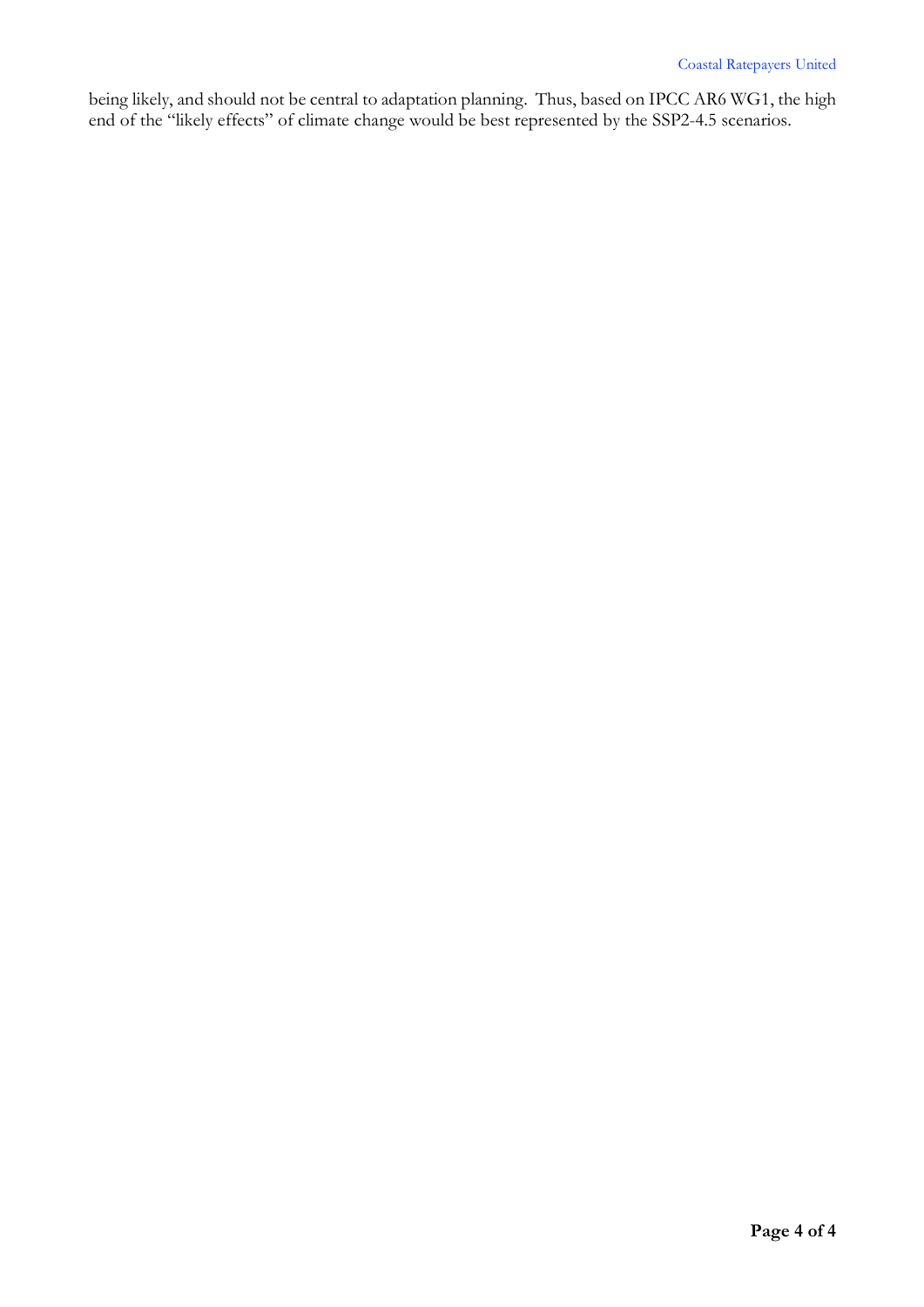being likely, and should not be central to adaptation planning. Thus, based on IPCC AR6 WG1, the high end of the "likely effects" of climate change would be best represented by the SSP2-4.5 scenarios.